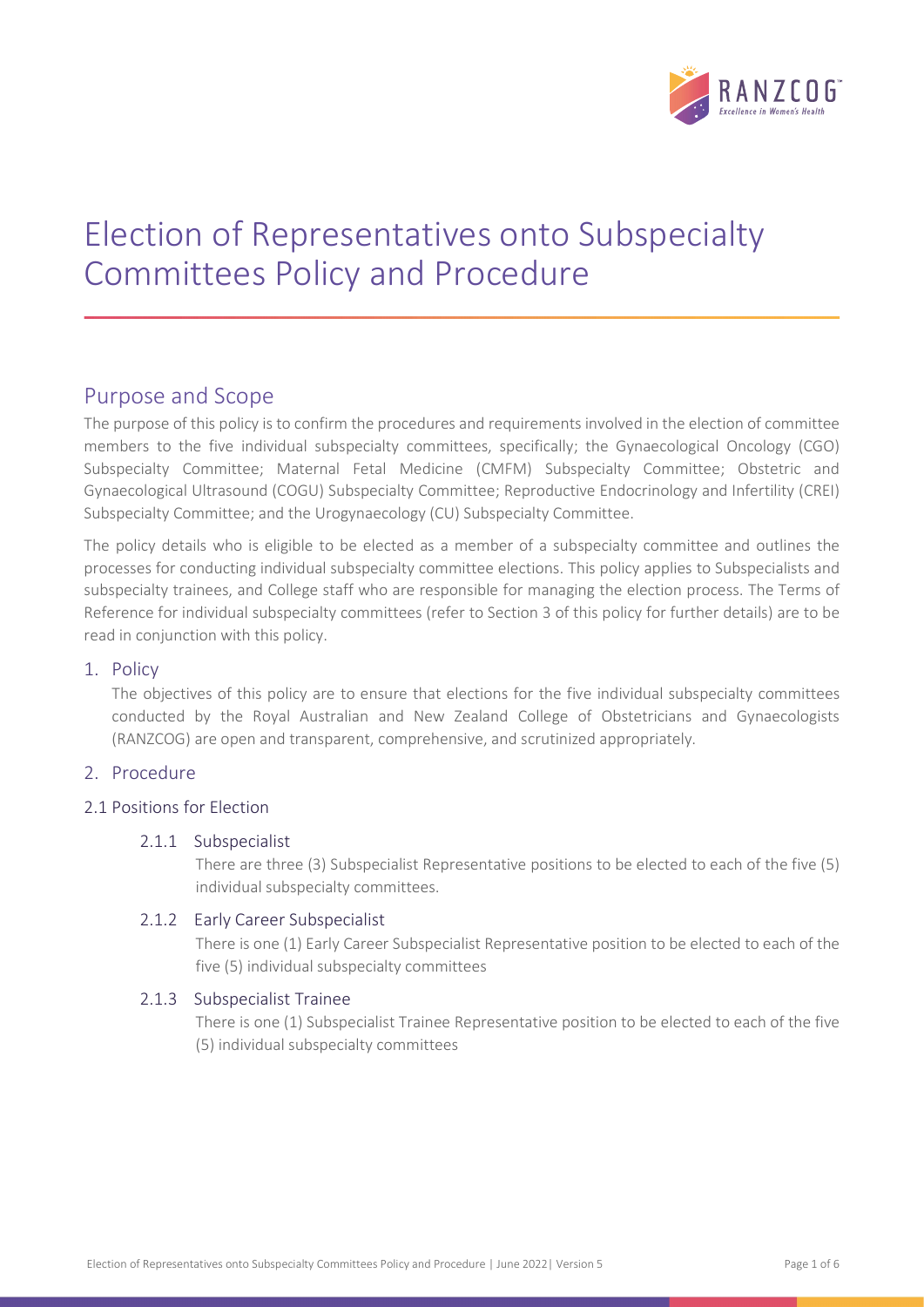# Election of Representatives onto Subspecialty Committees Policy and Procedure

## Purpose and Scope

The purpose of this policy is to confirm the procedures and requirements involved in the election of committee members to the five individual subspecialty committees, specifically; the Gynaecological Oncology (CGO) Subspecialty Committee; Maternal Fetal Medicine (CMFM) Subspecialty Committee; Obstetric and Gynaecological Ultrasound (COGU) Subspecialty Committee; Reproductive Endocrinology and Infertility (CREI) Subspecialty Committee; and the Urogynaecology (CU) Subspecialty Committee.

The policy details who is eligible to be elected as a member of a subspecialty committee and outlines the processes for conducting individual subspecialty committee elections. This policy applies to Subspecialists and subspecialty trainees, and College staff who are responsible for managing the election process. The Terms of Reference for individual subspecialty committees (refer to Section 3 of this policy for further details) are to be read in conjunction with this policy.

### 1. Policy

The objectives of this policy are to ensure that elections for the five individual subspecialty committees conducted by the Royal Australian and New Zealand College of Obstetricians and Gynaecologists (RANZCOG) are open and transparent, comprehensive, and scrutinized appropriately.

### 2. Procedure

#### 2.1 Positions for Election

##### 2.1.1 Subspecialist

There are three (3) Subspecialist Representative positions to be elected to each of the five (5) individual subspecialty committees.

##### 2.1.2 Early Career Subspecialist

There is one (1) Early Career Subspecialist Representative position to be elected to each of the five (5) individual subspecialty committees

##### 2.1.3 Subspecialist Trainee

There is one (1) Subspecialist Trainee Representative position to be elected to each of the five (5) individual subspecialty committees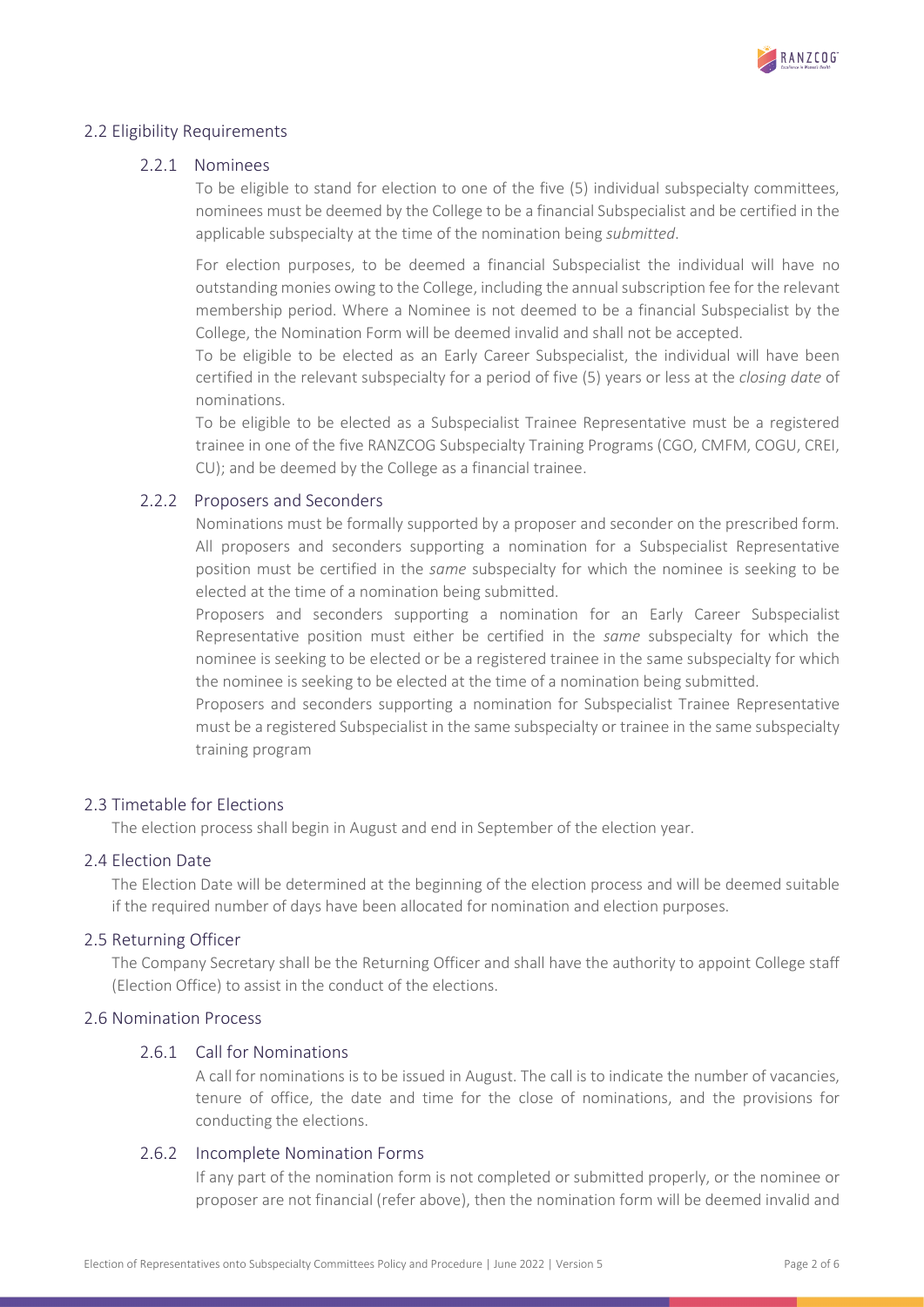## 2.2 Eligibility Requirements

### 2.2.1 Nominees

To be eligible to stand for election to one of the five (5) individual subspecialty committees, nominees must be deemed by the College to be a financial Subspecialist and be certified in the applicable subspecialty at the time of the nomination being *submitted*.

For election purposes, to be deemed a financial Subspecialist the individual will have no outstanding monies owing to the College, including the annual subscription fee for the relevant membership period. Where a Nominee is not deemed to be a financial Subspecialist by the College, the Nomination Form will be deemed invalid and shall not be accepted.

To be eligible to be elected as an Early Career Subspecialist, the individual will have been certified in the relevant subspecialty for a period of five (5) years or less at the *closing date* of nominations.

To be eligible to be elected as a Subspecialist Trainee Representative must be a registered trainee in one of the five RANZCOG Subspecialty Training Programs (CGO, CMFM, COGU, CREI, CU); and be deemed by the College as a financial trainee.

### 2.2.2 Proposers and Seconders

Nominations must be formally supported by a proposer and seconder on the prescribed form. All proposers and seconders supporting a nomination for a Subspecialist Representative position must be certified in the *same* subspecialty for which the nominee is seeking to be elected at the time of a nomination being submitted.

Proposers and seconders supporting a nomination for an Early Career Subspecialist Representative position must either be certified in the *same* subspecialty for which the nominee is seeking to be elected or be a registered trainee in the same subspecialty for which the nominee is seeking to be elected at the time of a nomination being submitted.

Proposers and seconders supporting a nomination for Subspecialist Trainee Representative must be a registered Subspecialist in the same subspecialty or trainee in the same subspecialty training program

## 2.3 Timetable for Elections

The election process shall begin in August and end in September of the election year.

## 2.4 Election Date

The Election Date will be determined at the beginning of the election process and will be deemed suitable if the required number of days have been allocated for nomination and election purposes.

## 2.5 Returning Officer

The Company Secretary shall be the Returning Officer and shall have the authority to appoint College staff (Election Office) to assist in the conduct of the elections.

## 2.6 Nomination Process

### 2.6.1 Call for Nominations

A call for nominations is to be issued in August. The call is to indicate the number of vacancies, tenure of office, the date and time for the close of nominations, and the provisions for conducting the elections.

### 2.6.2 Incomplete Nomination Forms

If any part of the nomination form is not completed or submitted properly, or the nominee or proposer are not financial (refer above), then the nomination form will be deemed invalid and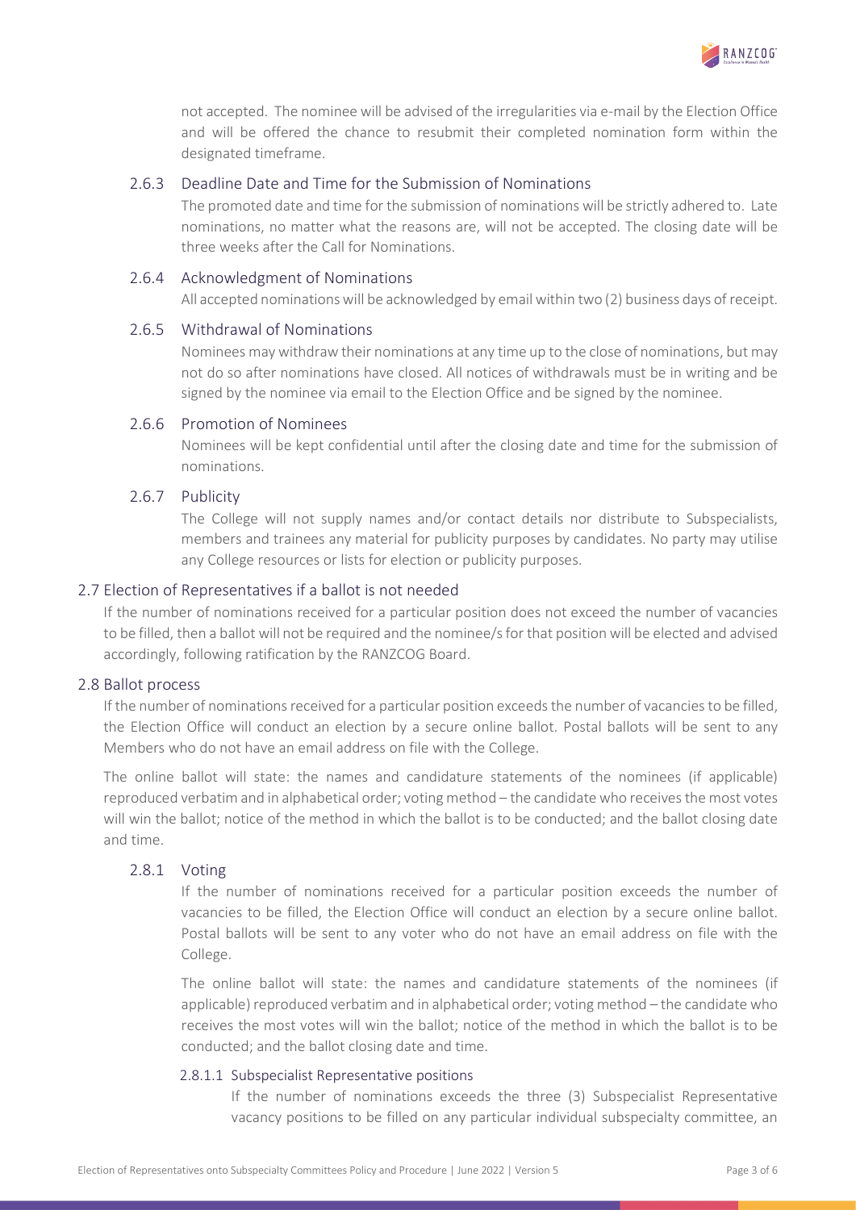not accepted. The nominee will be advised of the irregularities via e-mail by the Election Office and will be offered the chance to resubmit their completed nomination form within the designated timeframe.

#### 2.6.3 Deadline Date and Time for the Submission of Nominations

The promoted date and time for the submission of nominations will be strictly adhered to. Late nominations, no matter what the reasons are, will not be accepted. The closing date will be three weeks after the Call for Nominations.

#### 2.6.4 Acknowledgment of Nominations

All accepted nominations will be acknowledged by email within two (2) business days of receipt.

#### 2.6.5 Withdrawal of Nominations

Nominees may withdraw their nominations at any time up to the close of nominations, but may not do so after nominations have closed. All notices of withdrawals must be in writing and be signed by the nominee via email to the Election Office and be signed by the nominee.

#### 2.6.6 Promotion of Nominees

Nominees will be kept confidential until after the closing date and time for the submission of nominations.

#### 2.6.7 Publicity

The College will not supply names and/or contact details nor distribute to Subspecialists, members and trainees any material for publicity purposes by candidates. No party may utilise any College resources or lists for election or publicity purposes.

### 2.7 Election of Representatives if a ballot is not needed

If the number of nominations received for a particular position does not exceed the number of vacancies to be filled, then a ballot will not be required and the nominee/s for that position will be elected and advised accordingly, following ratification by the RANZCOG Board.

### 2.8 Ballot process

If the number of nominations received for a particular position exceeds the number of vacancies to be filled, the Election Office will conduct an election by a secure online ballot. Postal ballots will be sent to any Members who do not have an email address on file with the College.

The online ballot will state: the names and candidature statements of the nominees (if applicable) reproduced verbatim and in alphabetical order; voting method – the candidate who receives the most votes will win the ballot; notice of the method in which the ballot is to be conducted; and the ballot closing date and time.

#### 2.8.1 Voting

If the number of nominations received for a particular position exceeds the number of vacancies to be filled, the Election Office will conduct an election by a secure online ballot. Postal ballots will be sent to any voter who do not have an email address on file with the College.

The online ballot will state: the names and candidature statements of the nominees (if applicable) reproduced verbatim and in alphabetical order; voting method – the candidate who receives the most votes will win the ballot; notice of the method in which the ballot is to be conducted; and the ballot closing date and time.

##### 2.8.1.1 Subspecialist Representative positions

If the number of nominations exceeds the three (3) Subspecialist Representative vacancy positions to be filled on any particular individual subspecialty committee, an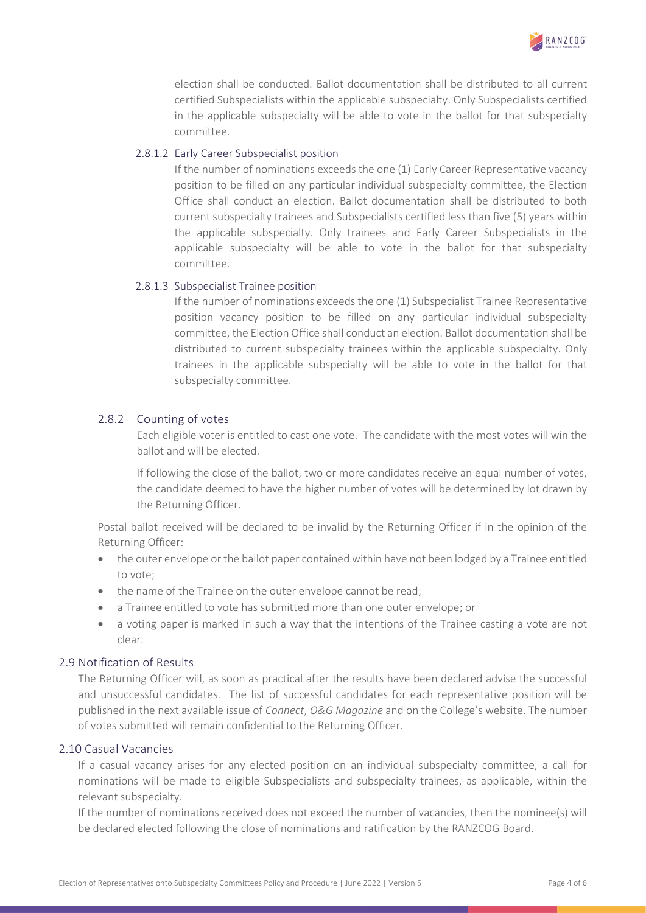election shall be conducted. Ballot documentation shall be distributed to all current certified Subspecialists within the applicable subspecialty. Only Subspecialists certified in the applicable subspecialty will be able to vote in the ballot for that subspecialty committee.

#### 2.8.1.2 Early Career Subspecialist position

If the number of nominations exceeds the one (1) Early Career Representative vacancy position to be filled on any particular individual subspecialty committee, the Election Office shall conduct an election. Ballot documentation shall be distributed to both current subspecialty trainees and Subspecialists certified less than five (5) years within the applicable subspecialty. Only trainees and Early Career Subspecialists in the applicable subspecialty will be able to vote in the ballot for that subspecialty committee.

#### 2.8.1.3 Subspecialist Trainee position

If the number of nominations exceeds the one (1) Subspecialist Trainee Representative position vacancy position to be filled on any particular individual subspecialty committee, the Election Office shall conduct an election. Ballot documentation shall be distributed to current subspecialty trainees within the applicable subspecialty. Only trainees in the applicable subspecialty will be able to vote in the ballot for that subspecialty committee.

### 2.8.2 Counting of votes

Each eligible voter is entitled to cast one vote. The candidate with the most votes will win the ballot and will be elected.

If following the close of the ballot, two or more candidates receive an equal number of votes, the candidate deemed to have the higher number of votes will be determined by lot drawn by the Returning Officer.

Postal ballot received will be declared to be invalid by the Returning Officer if in the opinion of the Returning Officer:

- the outer envelope or the ballot paper contained within have not been lodged by a Trainee entitled to vote;
- the name of the Trainee on the outer envelope cannot be read;
- a Trainee entitled to vote has submitted more than one outer envelope; or
- a voting paper is marked in such a way that the intentions of the Trainee casting a vote are not clear.

## 2.9 Notification of Results

The Returning Officer will, as soon as practical after the results have been declared advise the successful and unsuccessful candidates. The list of successful candidates for each representative position will be published in the next available issue of *Connect*, *O&G Magazine* and on the College's website. The number of votes submitted will remain confidential to the Returning Officer.

## 2.10 Casual Vacancies

If a casual vacancy arises for any elected position on an individual subspecialty committee, a call for nominations will be made to eligible Subspecialists and subspecialty trainees, as applicable, within the relevant subspecialty.

If the number of nominations received does not exceed the number of vacancies, then the nominee(s) will be declared elected following the close of nominations and ratification by the RANZCOG Board.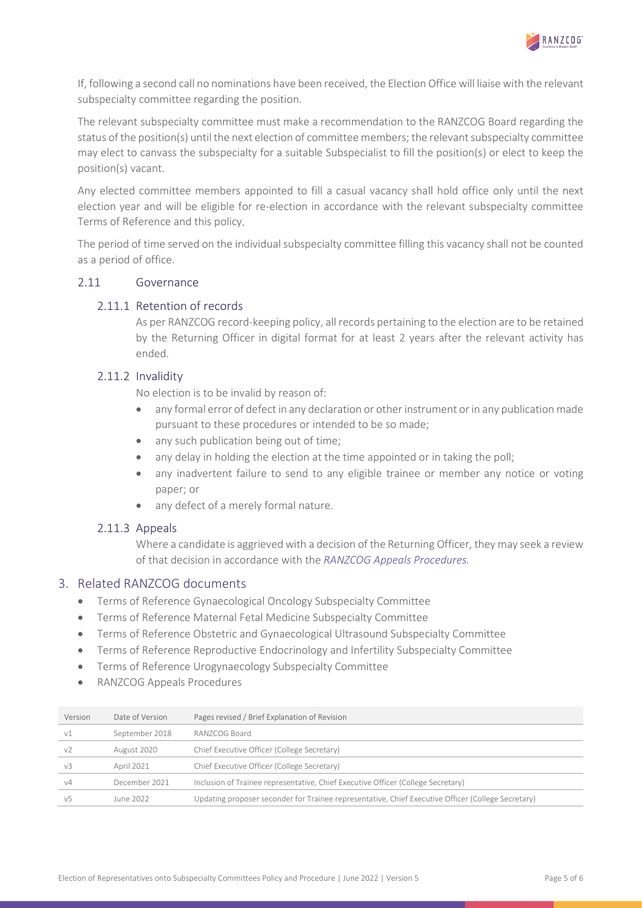If, following a second call no nominations have been received, the Election Office will liaise with the relevant subspecialty committee regarding the position.

The relevant subspecialty committee must make a recommendation to the RANZCOG Board regarding the status of the position(s) until the next election of committee members; the relevant subspecialty committee may elect to canvass the subspecialty for a suitable Subspecialist to fill the position(s) or elect to keep the position(s) vacant.

Any elected committee members appointed to fill a casual vacancy shall hold office only until the next election year and will be eligible for re-election in accordance with the relevant subspecialty committee Terms of Reference and this policy.

The period of time served on the individual subspecialty committee filling this vacancy shall not be counted as a period of office.

### 2.11 Governance

#### 2.11.1 Retention of records

As per RANZCOG record-keeping policy, all records pertaining to the election are to be retained by the Returning Officer in digital format for at least 2 years after the relevant activity has ended.

#### 2.11.2 Invalidity

No election is to be invalid by reason of:

- any formal error of defect in any declaration or other instrument or in any publication made pursuant to these procedures or intended to be so made;
- any such publication being out of time;
- any delay in holding the election at the time appointed or in taking the poll;
- any inadvertent failure to send to any eligible trainee or member any notice or voting paper; or
- any defect of a merely formal nature.

#### 2.11.3 Appeals

Where a candidate is aggrieved with a decision of the Returning Officer, they may seek a review of that decision in accordance with the *RANZCOG Appeals Procedures.*

## 3. Related RANZCOG documents

- Terms of Reference Gynaecological Oncology Subspecialty Committee
- Terms of Reference Maternal Fetal Medicine Subspecialty Committee
- Terms of Reference Obstetric and Gynaecological Ultrasound Subspecialty Committee
- Terms of Reference Reproductive Endocrinology and Infertility Subspecialty Committee
- Terms of Reference Urogynaecology Subspecialty Committee
- RANZCOG Appeals Procedures

| Version | Date of Version | Pages revised / Brief Explanation of Revision |
|---|---|---|
| v1 | September 2018 | RANZCOG Board |
| v2 | August 2020 | Chief Executive Officer (College Secretary) |
| v3 | April 2021 | Chief Executive Officer (College Secretary) |
| v4 | December 2021 | Inclusion of Trainee representative, Chief Executive Officer (College Secretary) |
| v5 | June 2022 | Updating proposer seconder for Trainee representative, Chief Executive Officer (College Secretary) |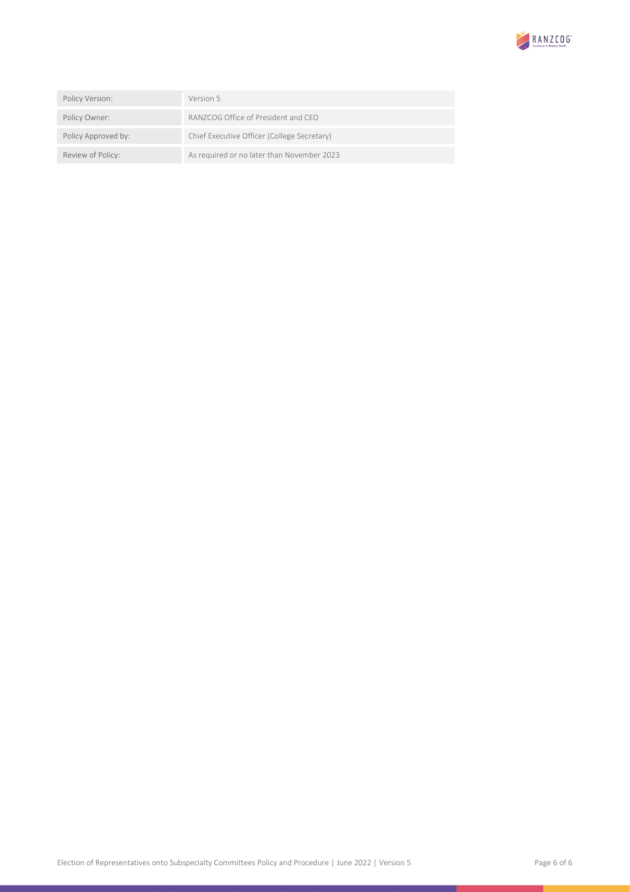| | |
|---|---|
| Policy Version: | Version 5 |
| Policy Owner: | RANZCOG Office of President and CEO |
| Policy Approved by: | Chief Executive Officer (College Secretary) |
| Review of Policy: | As required or no later than November 2023 |